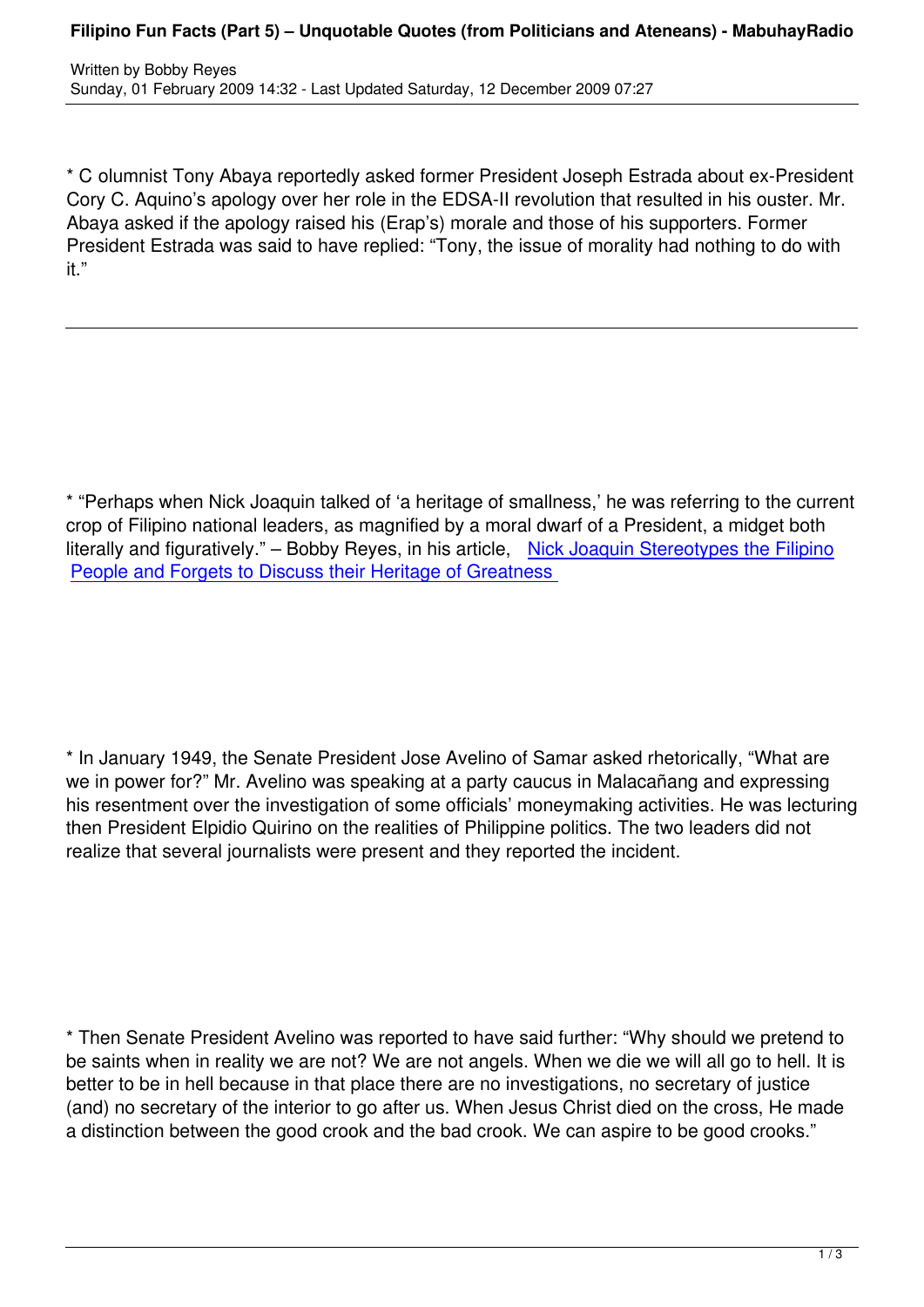* C olumnist Tony Abaya reportedly asked former President Joseph Estrada about ex-President Cory C. Aquino's apology over her role in the EDSA-II revolution that resulted in his ouster. Mr. Abaya asked if the apology raised his (Erap's) morale and those of his supporters. Former President Estrada was said to have replied: "Tony, the issue of morality had nothing to do with it."

---

* "Perhaps when Nick Joaquin talked of 'a heritage of smallness,' he was referring to the current crop of Filipino national leaders, as magnified by a moral dwarf of a President, a midget both literally and figuratively." – Bobby Reyes, in his article, Nick Joaquin Stereotypes the Filipino People and Forgets to Discuss their Heritage of Greatness

* In January 1949, the Senate President Jose Avelino of Samar asked rhetorically, "What are we in power for?" Mr. Avelino was speaking at a party caucus in Malacañang and expressing his resentment over the investigation of some officials' moneymaking activities. He was lecturing then President Elpidio Quirino on the realities of Philippine politics. The two leaders did not realize that several journalists were present and they reported the incident.

* Then Senate President Avelino was reported to have said further: "Why should we pretend to be saints when in reality we are not? We are not angels. When we die we will all go to hell. It is better to be in hell because in that place there are no investigations, no secretary of justice (and) no secretary of the interior to go after us. When Jesus Christ died on the cross, He made a distinction between the good crook and the bad crook. We can aspire to be good crooks."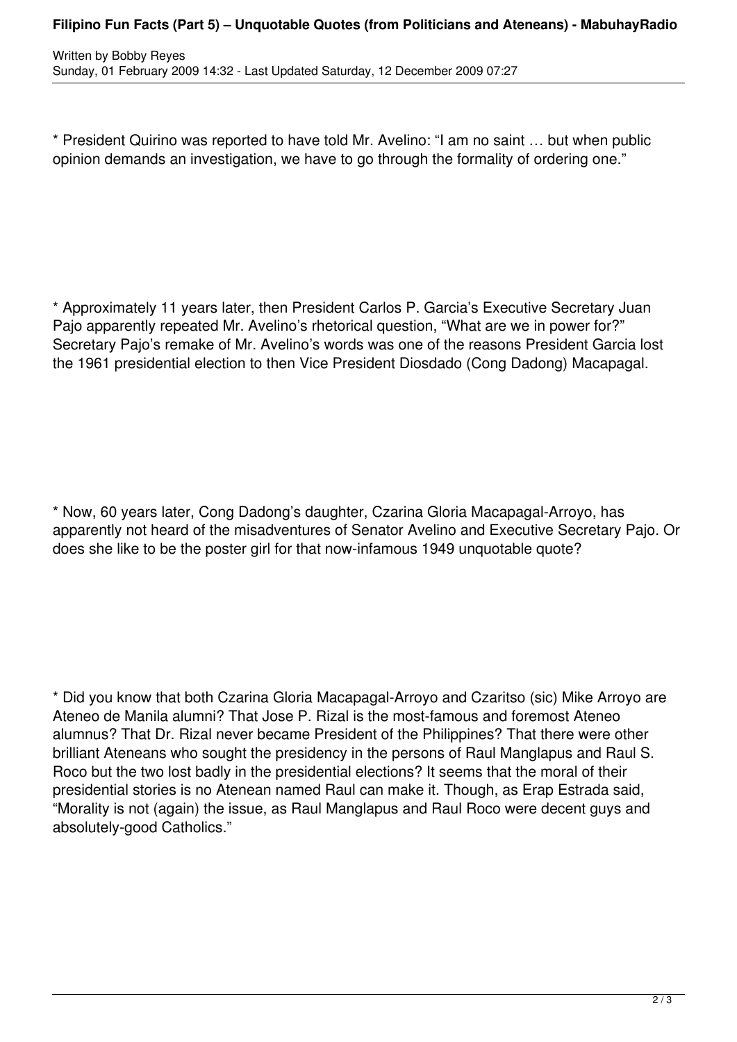* President Quirino was reported to have told Mr. Avelino: “I am no saint … but when public opinion demands an investigation, we have to go through the formality of ordering one.”

* Approximately 11 years later, then President Carlos P. Garcia’s Executive Secretary Juan Pajo apparently repeated Mr. Avelino’s rhetorical question, “What are we in power for?” Secretary Pajo’s remake of Mr. Avelino’s words was one of the reasons President Garcia lost the 1961 presidential election to then Vice President Diosdado (Cong Dadong) Macapagal.

* Now, 60 years later, Cong Dadong’s daughter, Czarina Gloria Macapagal-Arroyo, has apparently not heard of the misadventures of Senator Avelino and Executive Secretary Pajo. Or does she like to be the poster girl for that now-infamous 1949 unquotable quote?

* Did you know that both Czarina Gloria Macapagal-Arroyo and Czaritso (sic) Mike Arroyo are Ateneo de Manila alumni? That Jose P. Rizal is the most-famous and foremost Ateneo alumnus? That Dr. Rizal never became President of the Philippines? That there were other brilliant Ateneans who sought the presidency in the persons of Raul Manglapus and Raul S. Roco but the two lost badly in the presidential elections? It seems that the moral of their presidential stories is no Atenean named Raul can make it. Though, as Erap Estrada said, “Morality is not (again) the issue, as Raul Manglapus and Raul Roco were decent guys and absolutely-good Catholics.”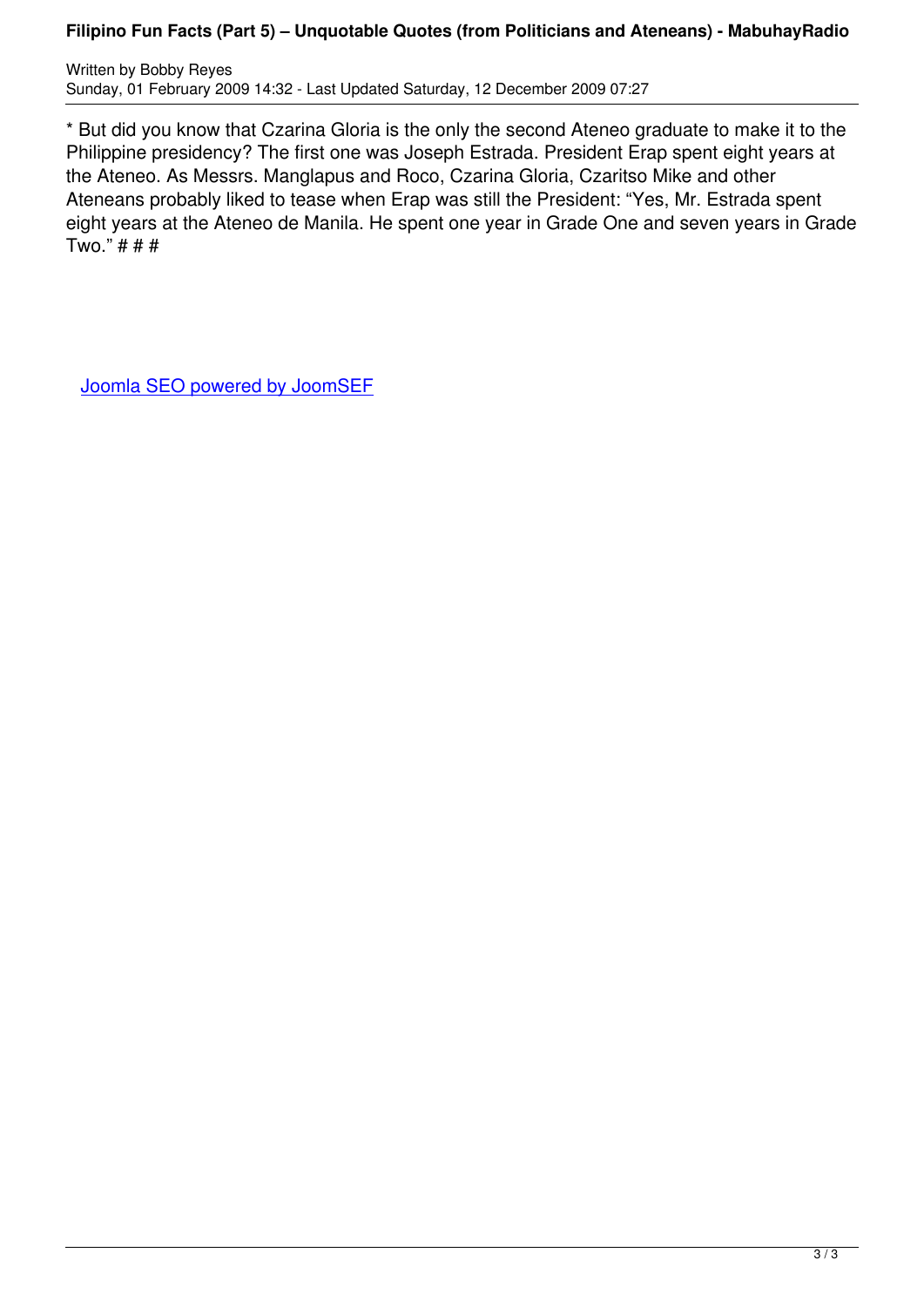* But did you know that Czarina Gloria is the only the second Ateneo graduate to make it to the Philippine presidency? The first one was Joseph Estrada. President Erap spent eight years at the Ateneo. As Messrs. Manglapus and Roco, Czarina Gloria, Czaritso Mike and other Ateneans probably liked to tease when Erap was still the President: "Yes, Mr. Estrada spent eight years at the Ateneo de Manila. He spent one year in Grade One and seven years in Grade Two." # # #

Joomla SEO powered by JoomSEF